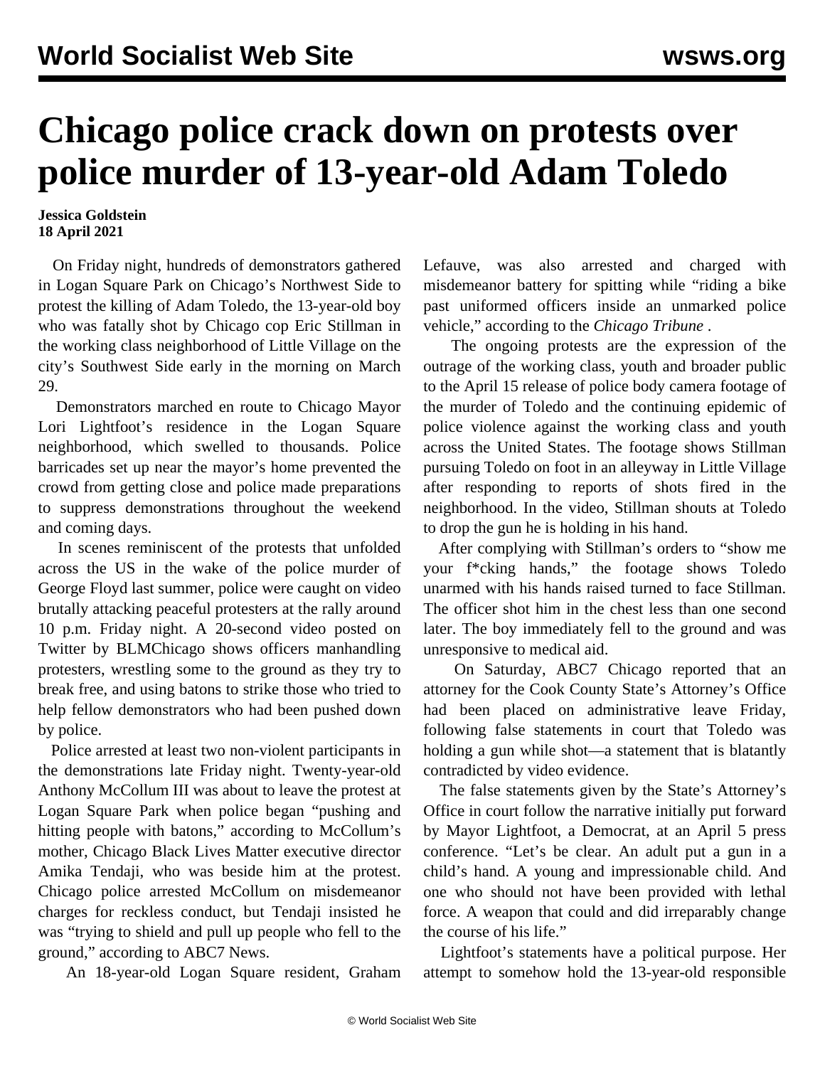# Chicago police crack down on protests over police murder of 13-year-old Adam Toledo

**Jessica Goldstein**
**18 April 2021**

On Friday night, hundreds of demonstrators gathered in Logan Square Park on Chicago's Northwest Side to protest the killing of Adam Toledo, the 13-year-old boy who was fatally shot by Chicago cop Eric Stillman in the working class neighborhood of Little Village on the city's Southwest Side early in the morning on March 29.

Demonstrators marched en route to Chicago Mayor Lori Lightfoot's residence in the Logan Square neighborhood, which swelled to thousands. Police barricades set up near the mayor's home prevented the crowd from getting close and police made preparations to suppress demonstrations throughout the weekend and coming days.

In scenes reminiscent of the protests that unfolded across the US in the wake of the police murder of George Floyd last summer, police were caught on video brutally attacking peaceful protesters at the rally around 10 p.m. Friday night. A 20-second video posted on Twitter by BLMChicago shows officers manhandling protesters, wrestling some to the ground as they try to break free, and using batons to strike those who tried to help fellow demonstrators who had been pushed down by police.

Police arrested at least two non-violent participants in the demonstrations late Friday night. Twenty-year-old Anthony McCollum III was about to leave the protest at Logan Square Park when police began "pushing and hitting people with batons," according to McCollum's mother, Chicago Black Lives Matter executive director Amika Tendaji, who was beside him at the protest. Chicago police arrested McCollum on misdemeanor charges for reckless conduct, but Tendaji insisted he was "trying to shield and pull up people who fell to the ground," according to ABC7 News.

An 18-year-old Logan Square resident, Graham Lefauve, was also arrested and charged with misdemeanor battery for spitting while "riding a bike past uniformed officers inside an unmarked police vehicle," according to the *Chicago Tribune* .

The ongoing protests are the expression of the outrage of the working class, youth and broader public to the April 15 release of police body camera footage of the murder of Toledo and the continuing epidemic of police violence against the working class and youth across the United States. The footage shows Stillman pursuing Toledo on foot in an alleyway in Little Village after responding to reports of shots fired in the neighborhood. In the video, Stillman shouts at Toledo to drop the gun he is holding in his hand.

After complying with Stillman's orders to "show me your f*cking hands," the footage shows Toledo unarmed with his hands raised turned to face Stillman. The officer shot him in the chest less than one second later. The boy immediately fell to the ground and was unresponsive to medical aid.

On Saturday, ABC7 Chicago reported that an attorney for the Cook County State's Attorney's Office had been placed on administrative leave Friday, following false statements in court that Toledo was holding a gun while shot—a statement that is blatantly contradicted by video evidence.

The false statements given by the State's Attorney's Office in court follow the narrative initially put forward by Mayor Lightfoot, a Democrat, at an April 5 press conference. "Let's be clear. An adult put a gun in a child's hand. A young and impressionable child. And one who should not have been provided with lethal force. A weapon that could and did irreparably change the course of his life."

Lightfoot's statements have a political purpose. Her attempt to somehow hold the 13-year-old responsible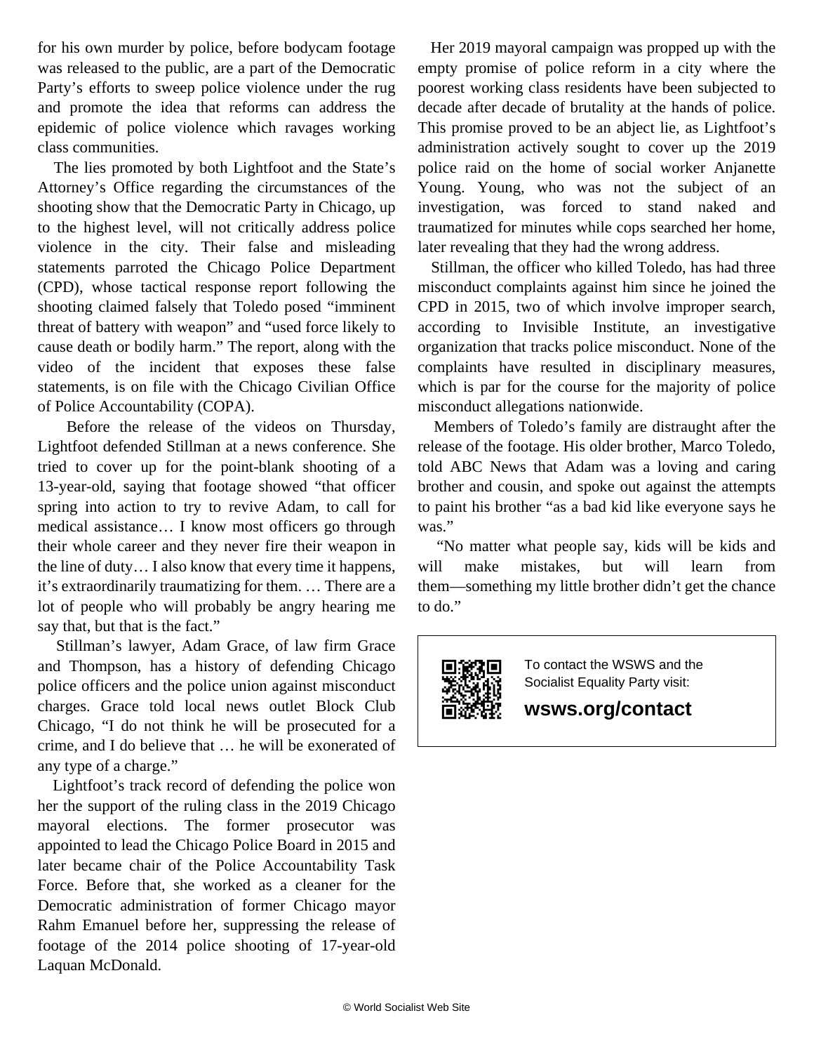for his own murder by police, before bodycam footage was released to the public, are a part of the Democratic Party's efforts to sweep police violence under the rug and promote the idea that reforms can address the epidemic of police violence which ravages working class communities.

The lies promoted by both Lightfoot and the State's Attorney's Office regarding the circumstances of the shooting show that the Democratic Party in Chicago, up to the highest level, will not critically address police violence in the city. Their false and misleading statements parroted the Chicago Police Department (CPD), whose tactical response report following the shooting claimed falsely that Toledo posed "imminent threat of battery with weapon" and "used force likely to cause death or bodily harm." The report, along with the video of the incident that exposes these false statements, is on file with the Chicago Civilian Office of Police Accountability (COPA).

Before the release of the videos on Thursday, Lightfoot defended Stillman at a news conference. She tried to cover up for the point-blank shooting of a 13-year-old, saying that footage showed "that officer spring into action to try to revive Adam, to call for medical assistance… I know most officers go through their whole career and they never fire their weapon in the line of duty… I also know that every time it happens, it's extraordinarily traumatizing for them. … There are a lot of people who will probably be angry hearing me say that, but that is the fact."

Stillman's lawyer, Adam Grace, of law firm Grace and Thompson, has a history of defending Chicago police officers and the police union against misconduct charges. Grace told local news outlet Block Club Chicago, "I do not think he will be prosecuted for a crime, and I do believe that … he will be exonerated of any type of a charge."

Lightfoot's track record of defending the police won her the support of the ruling class in the 2019 Chicago mayoral elections. The former prosecutor was appointed to lead the Chicago Police Board in 2015 and later became chair of the Police Accountability Task Force. Before that, she worked as a cleaner for the Democratic administration of former Chicago mayor Rahm Emanuel before her, suppressing the release of footage of the 2014 police shooting of 17-year-old Laquan McDonald.

Her 2019 mayoral campaign was propped up with the empty promise of police reform in a city where the poorest working class residents have been subjected to decade after decade of brutality at the hands of police. This promise proved to be an abject lie, as Lightfoot's administration actively sought to cover up the 2019 police raid on the home of social worker Anjanette Young. Young, who was not the subject of an investigation, was forced to stand naked and traumatized for minutes while cops searched her home, later revealing that they had the wrong address.

Stillman, the officer who killed Toledo, has had three misconduct complaints against him since he joined the CPD in 2015, two of which involve improper search, according to Invisible Institute, an investigative organization that tracks police misconduct. None of the complaints have resulted in disciplinary measures, which is par for the course for the majority of police misconduct allegations nationwide.

Members of Toledo's family are distraught after the release of the footage. His older brother, Marco Toledo, told ABC News that Adam was a loving and caring brother and cousin, and spoke out against the attempts to paint his brother "as a bad kid like everyone says he was."

"No matter what people say, kids will be kids and will make mistakes, but will learn from them—something my little brother didn't get the chance to do."

To contact the WSWS and the Socialist Equality Party visit:

**wsws.org/contact**